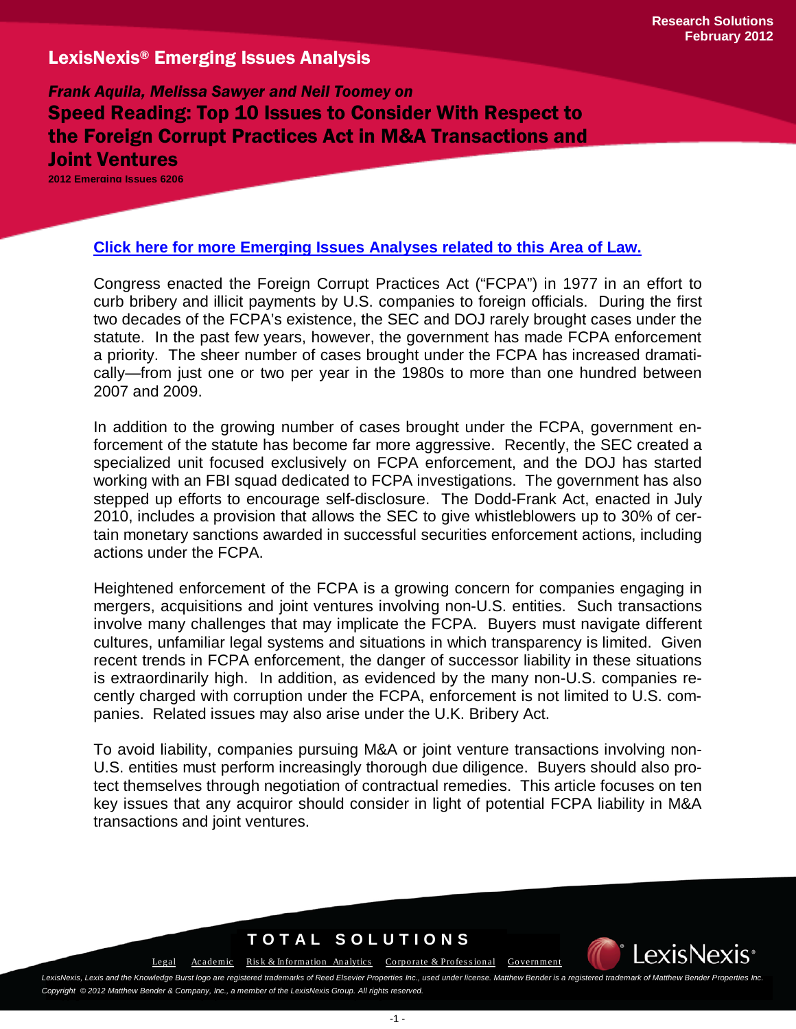Research Solutions
February 2012

# LexisNexis® Emerging Issues Analysis

*Frank Aquila, Melissa Sawyer and Neil Toomey on*

## Speed Reading: Top 10 Issues to Consider With Respect to the Foreign Corrupt Practices Act in M&A Transactions and Joint Ventures

**2012 Emerging Issues 6206**

**Click here for more Emerging Issues Analyses related to this Area of Law.**

Congress enacted the Foreign Corrupt Practices Act ("FCPA") in 1977 in an effort to curb bribery and illicit payments by U.S. companies to foreign officials. During the first two decades of the FCPA's existence, the SEC and DOJ rarely brought cases under the statute. In the past few years, however, the government has made FCPA enforcement a priority. The sheer number of cases brought under the FCPA has increased dramatically—from just one or two per year in the 1980s to more than one hundred between 2007 and 2009.

In addition to the growing number of cases brought under the FCPA, government enforcement of the statute has become far more aggressive. Recently, the SEC created a specialized unit focused exclusively on FCPA enforcement, and the DOJ has started working with an FBI squad dedicated to FCPA investigations. The government has also stepped up efforts to encourage self-disclosure. The Dodd-Frank Act, enacted in July 2010, includes a provision that allows the SEC to give whistleblowers up to 30% of certain monetary sanctions awarded in successful securities enforcement actions, including actions under the FCPA.

Heightened enforcement of the FCPA is a growing concern for companies engaging in mergers, acquisitions and joint ventures involving non-U.S. entities. Such transactions involve many challenges that may implicate the FCPA. Buyers must navigate different cultures, unfamiliar legal systems and situations in which transparency is limited. Given recent trends in FCPA enforcement, the danger of successor liability in these situations is extraordinarily high. In addition, as evidenced by the many non-U.S. companies recently charged with corruption under the FCPA, enforcement is not limited to U.S. companies. Related issues may also arise under the U.K. Bribery Act.

To avoid liability, companies pursuing M&A or joint venture transactions involving non-U.S. entities must perform increasingly thorough due diligence. Buyers should also protect themselves through negotiation of contractual remedies. This article focuses on ten key issues that any acquiror should consider in light of potential FCPA liability in M&A transactions and joint ventures.

TOTAL SOLUTIONS

Legal Academic Risk & Information Analytics Corporate & Professional Government

*LexisNexis, Lexis and the Knowledge Burst logo are registered trademarks of Reed Elsevier Properties Inc., used under license. Matthew Bender is a registered trademark of Matthew Bender Properties Inc. Copyright © 2012 Matthew Bender & Company, Inc., a member of the LexisNexis Group. All rights reserved.*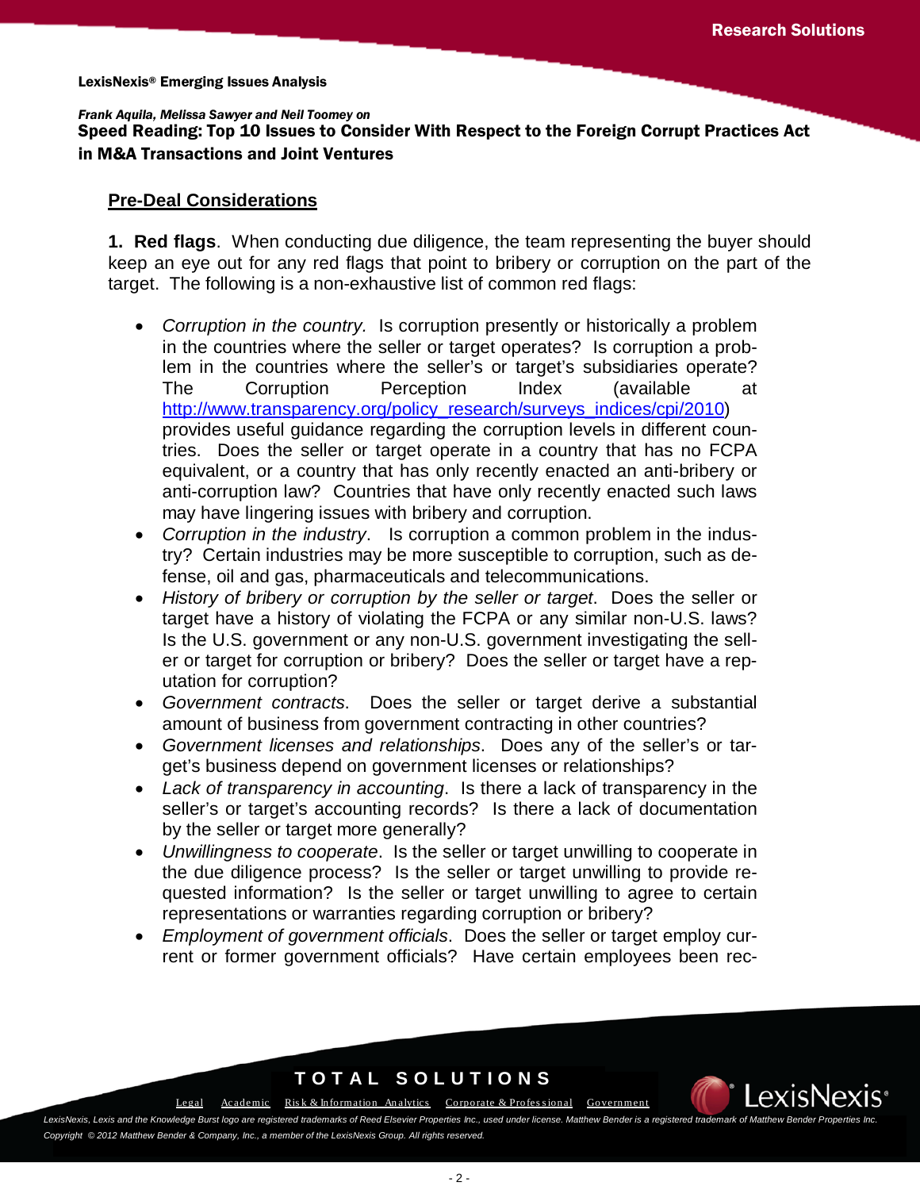LexisNexis® Emerging Issues Analysis

*Frank Aquila, Melissa Sawyer and Neil Toomey on*

**Speed Reading: Top 10 Issues to Consider With Respect to the Foreign Corrupt Practices Act in M&A Transactions and Joint Ventures**

## Pre-Deal Considerations

**1. Red flags**. When conducting due diligence, the team representing the buyer should keep an eye out for any red flags that point to bribery or corruption on the part of the target. The following is a non-exhaustive list of common red flags:

- *Corruption in the country.* Is corruption presently or historically a problem in the countries where the seller or target operates? Is corruption a problem in the countries where the seller's or target's subsidiaries operate? The Corruption Perception Index (available at http://www.transparency.org/policy_research/surveys_indices/cpi/2010) provides useful guidance regarding the corruption levels in different countries. Does the seller or target operate in a country that has no FCPA equivalent, or a country that has only recently enacted an anti-bribery or anti-corruption law? Countries that have only recently enacted such laws may have lingering issues with bribery and corruption.
- *Corruption in the industry*. Is corruption a common problem in the industry? Certain industries may be more susceptible to corruption, such as defense, oil and gas, pharmaceuticals and telecommunications.
- *History of bribery or corruption by the seller or target*. Does the seller or target have a history of violating the FCPA or any similar non-U.S. laws? Is the U.S. government or any non-U.S. government investigating the seller or target for corruption or bribery? Does the seller or target have a reputation for corruption?
- *Government contracts*. Does the seller or target derive a substantial amount of business from government contracting in other countries?
- *Government licenses and relationships*. Does any of the seller's or target's business depend on government licenses or relationships?
- *Lack of transparency in accounting*. Is there a lack of transparency in the seller's or target's accounting records? Is there a lack of documentation by the seller or target more generally?
- *Unwillingness to cooperate*. Is the seller or target unwilling to cooperate in the due diligence process? Is the seller or target unwilling to provide requested information? Is the seller or target unwilling to agree to certain representations or warranties regarding corruption or bribery?
- *Employment of government officials*. Does the seller or target employ current or former government officials? Have certain employees been rec-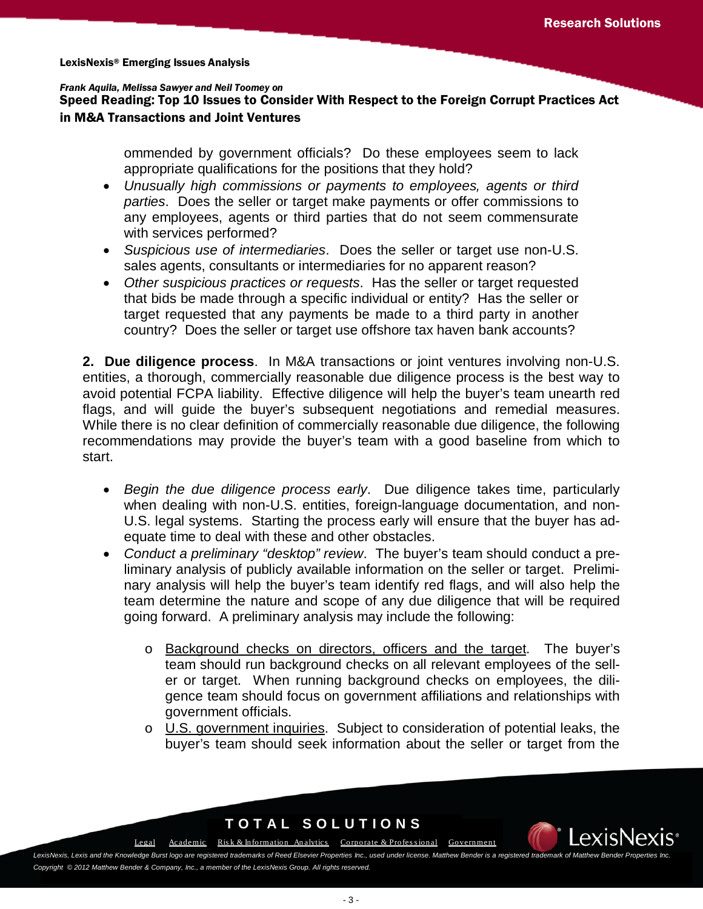ommended by government officials? Do these employees seem to lack appropriate qualifications for the positions that they hold?

- *Unusually high commissions or payments to employees, agents or third parties*. Does the seller or target make payments or offer commissions to any employees, agents or third parties that do not seem commensurate with services performed?
- *Suspicious use of intermediaries*. Does the seller or target use non-U.S. sales agents, consultants or intermediaries for no apparent reason?
- *Other suspicious practices or requests*. Has the seller or target requested that bids be made through a specific individual or entity? Has the seller or target requested that any payments be made to a third party in another country? Does the seller or target use offshore tax haven bank accounts?

**2. Due diligence process**. In M&A transactions or joint ventures involving non-U.S. entities, a thorough, commercially reasonable due diligence process is the best way to avoid potential FCPA liability. Effective diligence will help the buyer's team unearth red flags, and will guide the buyer's subsequent negotiations and remedial measures. While there is no clear definition of commercially reasonable due diligence, the following recommendations may provide the buyer's team with a good baseline from which to start.

- *Begin the due diligence process early*. Due diligence takes time, particularly when dealing with non-U.S. entities, foreign-language documentation, and non-U.S. legal systems. Starting the process early will ensure that the buyer has adequate time to deal with these and other obstacles.
- *Conduct a preliminary "desktop" review*. The buyer's team should conduct a preliminary analysis of publicly available information on the seller or target. Preliminary analysis will help the buyer's team identify red flags, and will also help the team determine the nature and scope of any due diligence that will be required going forward. A preliminary analysis may include the following:
  - Background checks on directors, officers and the target. The buyer's team should run background checks on all relevant employees of the seller or target. When running background checks on employees, the diligence team should focus on government affiliations and relationships with government officials.
  - U.S. government inquiries. Subject to consideration of potential leaks, the buyer's team should seek information about the seller or target from the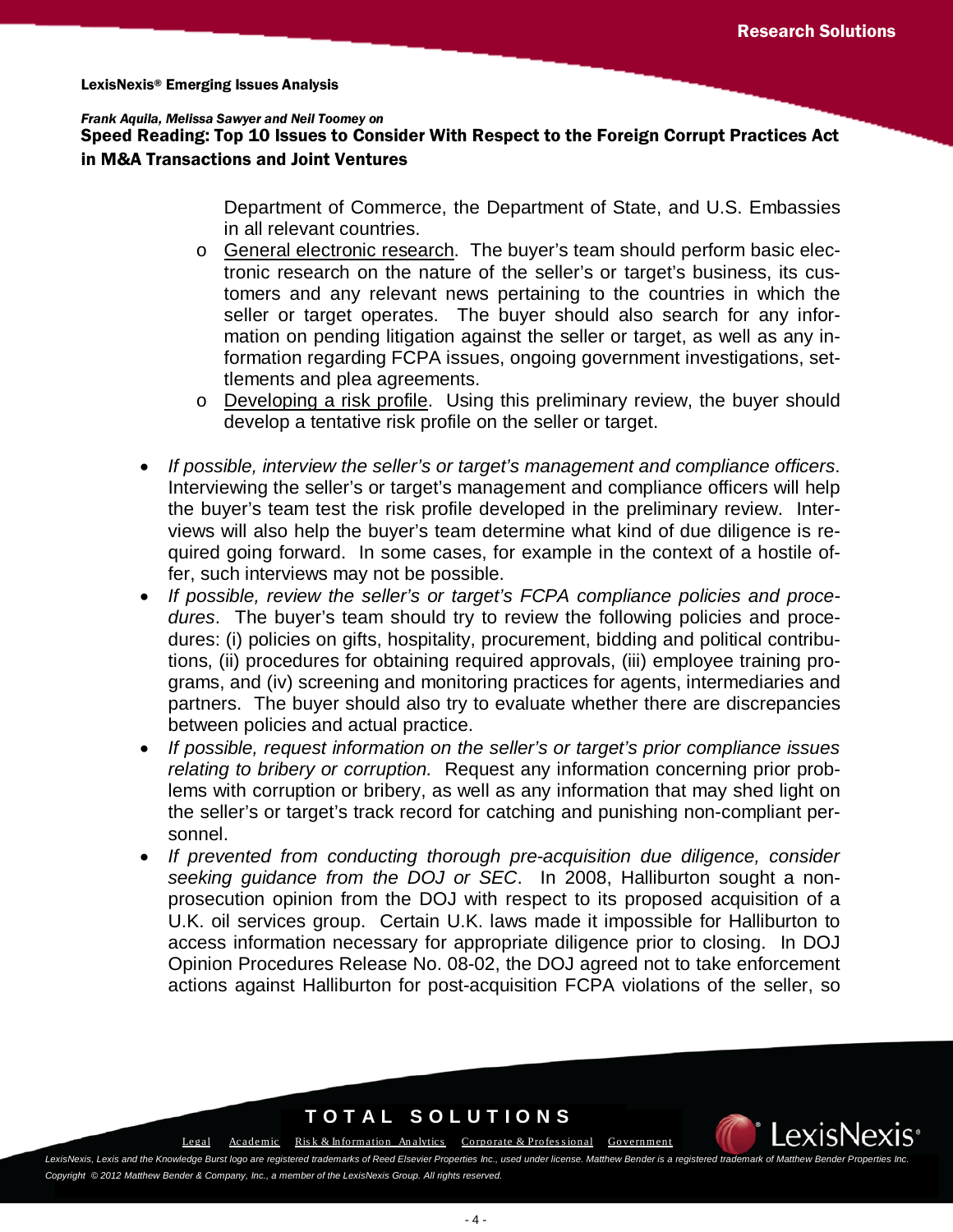Department of Commerce, the Department of State, and U.S. Embassies in all relevant countries.

  - General electronic research. The buyer's team should perform basic electronic research on the nature of the seller's or target's business, its customers and any relevant news pertaining to the countries in which the seller or target operates. The buyer should also search for any information on pending litigation against the seller or target, as well as any information regarding FCPA issues, ongoing government investigations, settlements and plea agreements.
  - Developing a risk profile. Using this preliminary review, the buyer should develop a tentative risk profile on the seller or target.

- *If possible, interview the seller's or target's management and compliance officers*. Interviewing the seller's or target's management and compliance officers will help the buyer's team test the risk profile developed in the preliminary review. Interviews will also help the buyer's team determine what kind of due diligence is required going forward. In some cases, for example in the context of a hostile offer, such interviews may not be possible.
- *If possible, review the seller's or target's FCPA compliance policies and procedures*. The buyer's team should try to review the following policies and procedures: (i) policies on gifts, hospitality, procurement, bidding and political contributions, (ii) procedures for obtaining required approvals, (iii) employee training programs, and (iv) screening and monitoring practices for agents, intermediaries and partners. The buyer should also try to evaluate whether there are discrepancies between policies and actual practice.
- *If possible, request information on the seller's or target's prior compliance issues relating to bribery or corruption.* Request any information concerning prior problems with corruption or bribery, as well as any information that may shed light on the seller's or target's track record for catching and punishing non-compliant personnel.
- *If prevented from conducting thorough pre-acquisition due diligence, consider seeking guidance from the DOJ or SEC*. In 2008, Halliburton sought a non-prosecution opinion from the DOJ with respect to its proposed acquisition of a U.K. oil services group. Certain U.K. laws made it impossible for Halliburton to access information necessary for appropriate diligence prior to closing. In DOJ Opinion Procedures Release No. 08-02, the DOJ agreed not to take enforcement actions against Halliburton for post-acquisition FCPA violations of the seller, so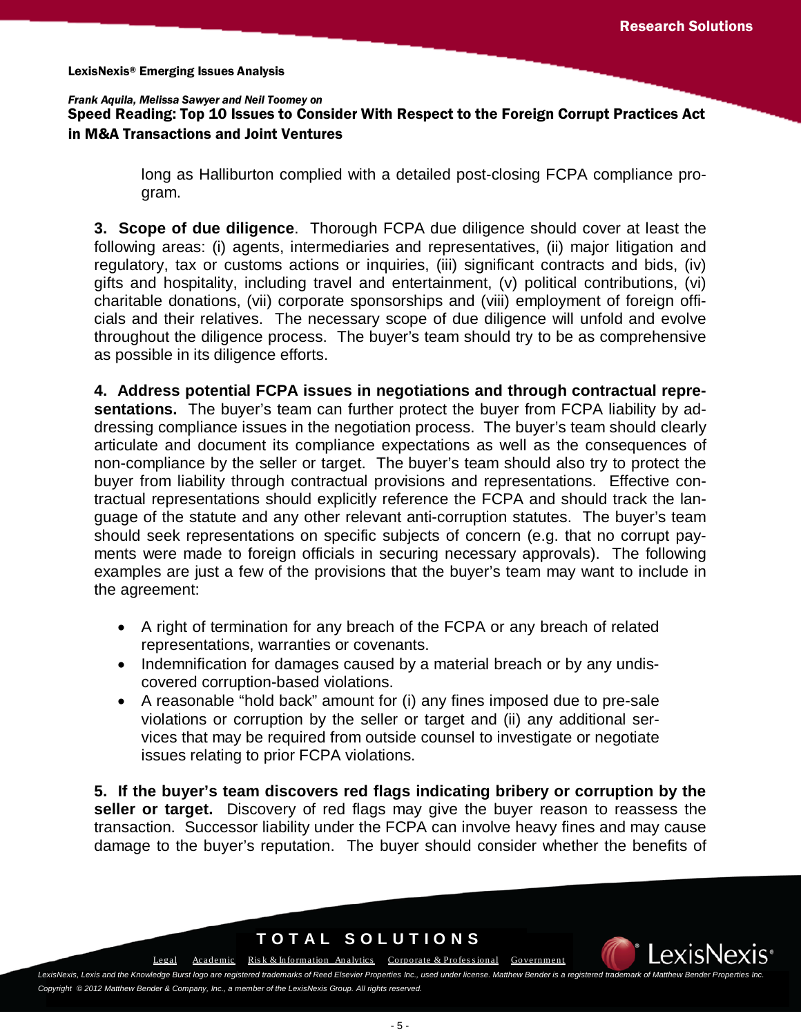long as Halliburton complied with a detailed post-closing FCPA compliance program.

**3. Scope of due diligence**. Thorough FCPA due diligence should cover at least the following areas: (i) agents, intermediaries and representatives, (ii) major litigation and regulatory, tax or customs actions or inquiries, (iii) significant contracts and bids, (iv) gifts and hospitality, including travel and entertainment, (v) political contributions, (vi) charitable donations, (vii) corporate sponsorships and (viii) employment of foreign officials and their relatives. The necessary scope of due diligence will unfold and evolve throughout the diligence process. The buyer's team should try to be as comprehensive as possible in its diligence efforts.

**4. Address potential FCPA issues in negotiations and through contractual representations.** The buyer's team can further protect the buyer from FCPA liability by addressing compliance issues in the negotiation process. The buyer's team should clearly articulate and document its compliance expectations as well as the consequences of non-compliance by the seller or target. The buyer's team should also try to protect the buyer from liability through contractual provisions and representations. Effective contractual representations should explicitly reference the FCPA and should track the language of the statute and any other relevant anti-corruption statutes. The buyer's team should seek representations on specific subjects of concern (e.g. that no corrupt payments were made to foreign officials in securing necessary approvals). The following examples are just a few of the provisions that the buyer's team may want to include in the agreement:

- A right of termination for any breach of the FCPA or any breach of related representations, warranties or covenants.
- Indemnification for damages caused by a material breach or by any undiscovered corruption-based violations.
- A reasonable "hold back" amount for (i) any fines imposed due to pre-sale violations or corruption by the seller or target and (ii) any additional services that may be required from outside counsel to investigate or negotiate issues relating to prior FCPA violations.

**5. If the buyer's team discovers red flags indicating bribery or corruption by the seller or target.** Discovery of red flags may give the buyer reason to reassess the transaction. Successor liability under the FCPA can involve heavy fines and may cause damage to the buyer's reputation. The buyer should consider whether the benefits of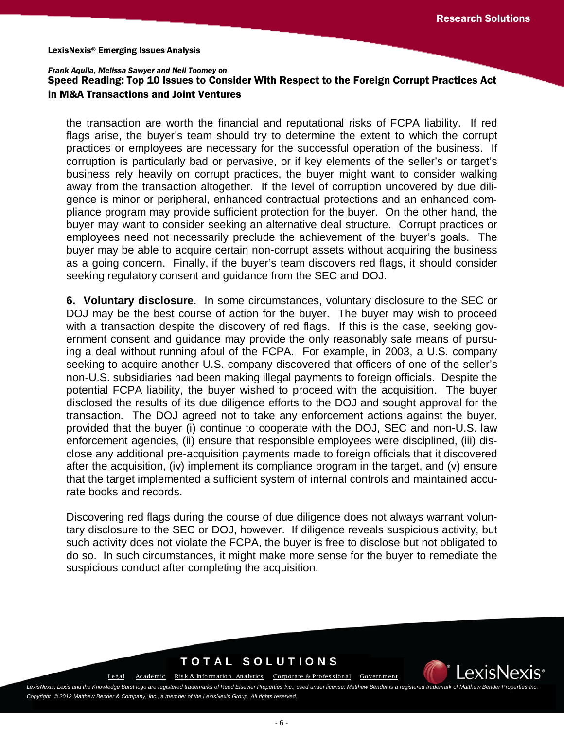the transaction are worth the financial and reputational risks of FCPA liability. If red flags arise, the buyer's team should try to determine the extent to which the corrupt practices or employees are necessary for the successful operation of the business. If corruption is particularly bad or pervasive, or if key elements of the seller's or target's business rely heavily on corrupt practices, the buyer might want to consider walking away from the transaction altogether. If the level of corruption uncovered by due diligence is minor or peripheral, enhanced contractual protections and an enhanced compliance program may provide sufficient protection for the buyer. On the other hand, the buyer may want to consider seeking an alternative deal structure. Corrupt practices or employees need not necessarily preclude the achievement of the buyer's goals. The buyer may be able to acquire certain non-corrupt assets without acquiring the business as a going concern. Finally, if the buyer's team discovers red flags, it should consider seeking regulatory consent and guidance from the SEC and DOJ.

**6. Voluntary disclosure**. In some circumstances, voluntary disclosure to the SEC or DOJ may be the best course of action for the buyer. The buyer may wish to proceed with a transaction despite the discovery of red flags. If this is the case, seeking government consent and guidance may provide the only reasonably safe means of pursuing a deal without running afoul of the FCPA. For example, in 2003, a U.S. company seeking to acquire another U.S. company discovered that officers of one of the seller's non-U.S. subsidiaries had been making illegal payments to foreign officials. Despite the potential FCPA liability, the buyer wished to proceed with the acquisition. The buyer disclosed the results of its due diligence efforts to the DOJ and sought approval for the transaction. The DOJ agreed not to take any enforcement actions against the buyer, provided that the buyer (i) continue to cooperate with the DOJ, SEC and non-U.S. law enforcement agencies, (ii) ensure that responsible employees were disciplined, (iii) disclose any additional pre-acquisition payments made to foreign officials that it discovered after the acquisition, (iv) implement its compliance program in the target, and (v) ensure that the target implemented a sufficient system of internal controls and maintained accurate books and records.

Discovering red flags during the course of due diligence does not always warrant voluntary disclosure to the SEC or DOJ, however. If diligence reveals suspicious activity, but such activity does not violate the FCPA, the buyer is free to disclose but not obligated to do so. In such circumstances, it might make more sense for the buyer to remediate the suspicious conduct after completing the acquisition.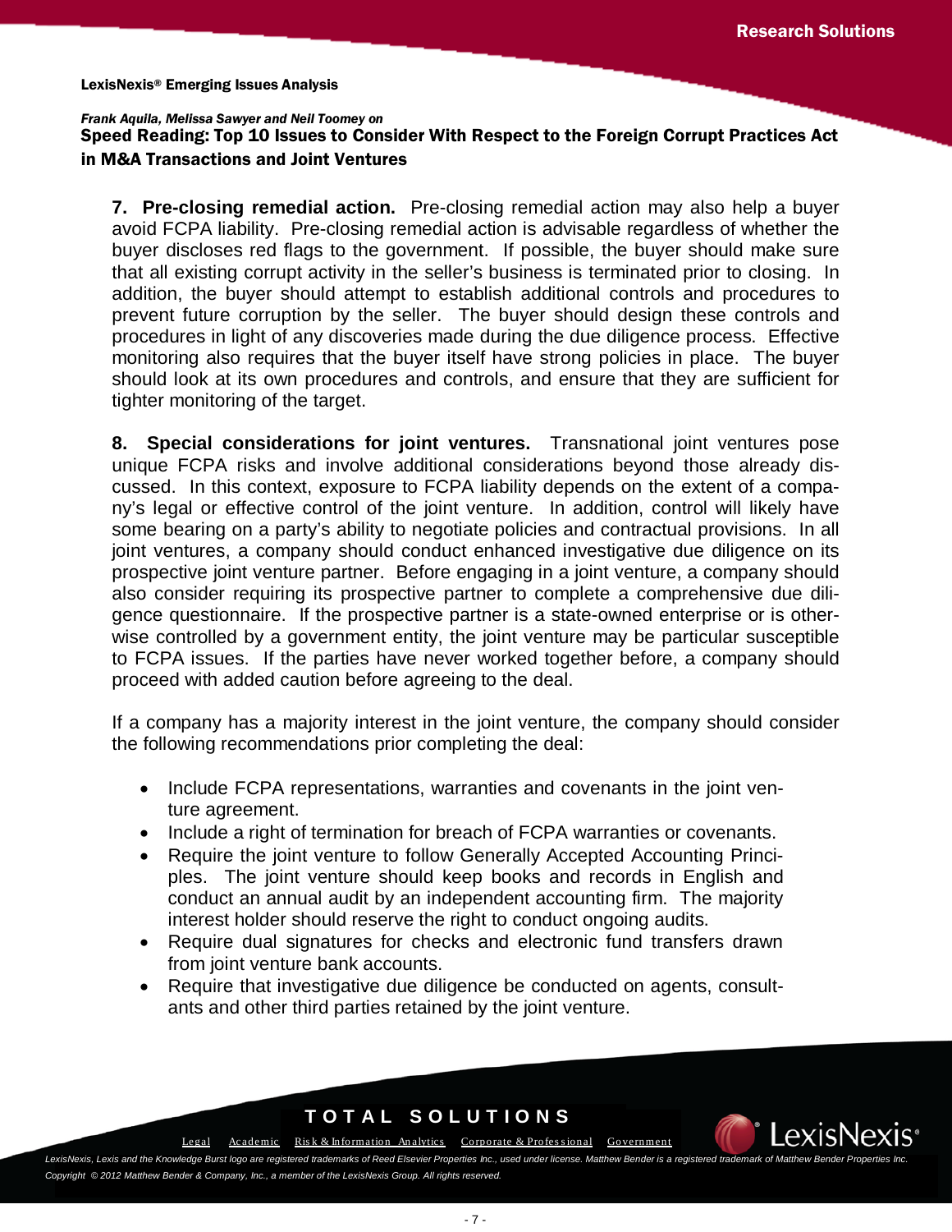**7. Pre-closing remedial action.** Pre-closing remedial action may also help a buyer avoid FCPA liability. Pre-closing remedial action is advisable regardless of whether the buyer discloses red flags to the government. If possible, the buyer should make sure that all existing corrupt activity in the seller's business is terminated prior to closing. In addition, the buyer should attempt to establish additional controls and procedures to prevent future corruption by the seller. The buyer should design these controls and procedures in light of any discoveries made during the due diligence process. Effective monitoring also requires that the buyer itself have strong policies in place. The buyer should look at its own procedures and controls, and ensure that they are sufficient for tighter monitoring of the target.

**8. Special considerations for joint ventures.** Transnational joint ventures pose unique FCPA risks and involve additional considerations beyond those already discussed. In this context, exposure to FCPA liability depends on the extent of a company's legal or effective control of the joint venture. In addition, control will likely have some bearing on a party's ability to negotiate policies and contractual provisions. In all joint ventures, a company should conduct enhanced investigative due diligence on its prospective joint venture partner. Before engaging in a joint venture, a company should also consider requiring its prospective partner to complete a comprehensive due diligence questionnaire. If the prospective partner is a state-owned enterprise or is otherwise controlled by a government entity, the joint venture may be particular susceptible to FCPA issues. If the parties have never worked together before, a company should proceed with added caution before agreeing to the deal.

If a company has a majority interest in the joint venture, the company should consider the following recommendations prior completing the deal:

- Include FCPA representations, warranties and covenants in the joint venture agreement.
- Include a right of termination for breach of FCPA warranties or covenants.
- Require the joint venture to follow Generally Accepted Accounting Principles. The joint venture should keep books and records in English and conduct an annual audit by an independent accounting firm. The majority interest holder should reserve the right to conduct ongoing audits.
- Require dual signatures for checks and electronic fund transfers drawn from joint venture bank accounts.
- Require that investigative due diligence be conducted on agents, consultants and other third parties retained by the joint venture.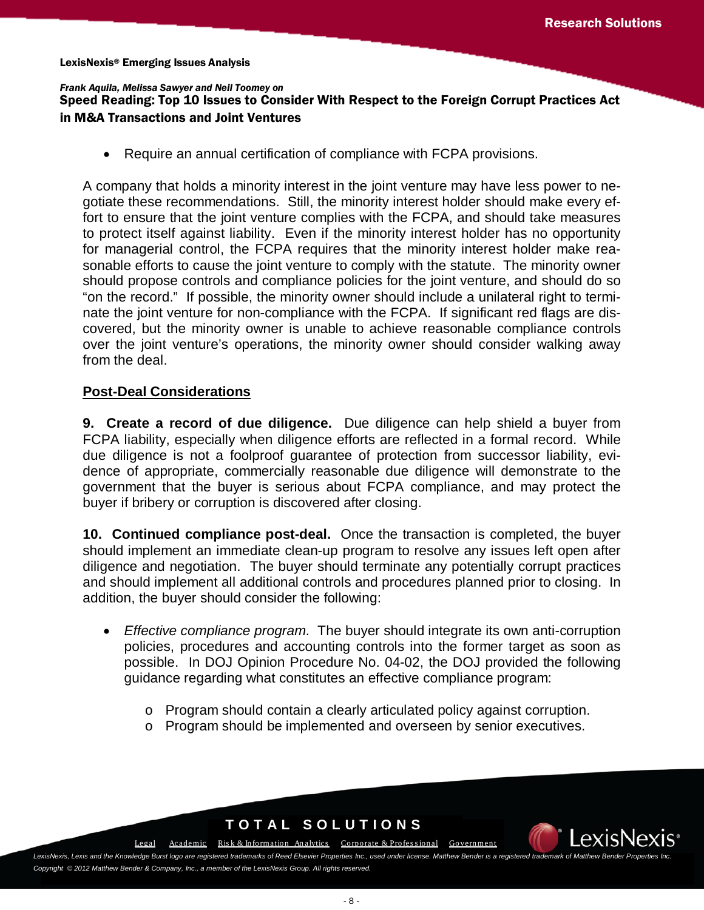- Require an annual certification of compliance with FCPA provisions.

A company that holds a minority interest in the joint venture may have less power to negotiate these recommendations. Still, the minority interest holder should make every effort to ensure that the joint venture complies with the FCPA, and should take measures to protect itself against liability. Even if the minority interest holder has no opportunity for managerial control, the FCPA requires that the minority interest holder make reasonable efforts to cause the joint venture to comply with the statute. The minority owner should propose controls and compliance policies for the joint venture, and should do so "on the record." If possible, the minority owner should include a unilateral right to terminate the joint venture for non-compliance with the FCPA. If significant red flags are discovered, but the minority owner is unable to achieve reasonable compliance controls over the joint venture's operations, the minority owner should consider walking away from the deal.

## Post-Deal Considerations

**9. Create a record of due diligence.** Due diligence can help shield a buyer from FCPA liability, especially when diligence efforts are reflected in a formal record. While due diligence is not a foolproof guarantee of protection from successor liability, evidence of appropriate, commercially reasonable due diligence will demonstrate to the government that the buyer is serious about FCPA compliance, and may protect the buyer if bribery or corruption is discovered after closing.

**10. Continued compliance post-deal.** Once the transaction is completed, the buyer should implement an immediate clean-up program to resolve any issues left open after diligence and negotiation. The buyer should terminate any potentially corrupt practices and should implement all additional controls and procedures planned prior to closing. In addition, the buyer should consider the following:

- *Effective compliance program.* The buyer should integrate its own anti-corruption policies, procedures and accounting controls into the former target as soon as possible. In DOJ Opinion Procedure No. 04-02, the DOJ provided the following guidance regarding what constitutes an effective compliance program:
    - Program should contain a clearly articulated policy against corruption.
    - Program should be implemented and overseen by senior executives.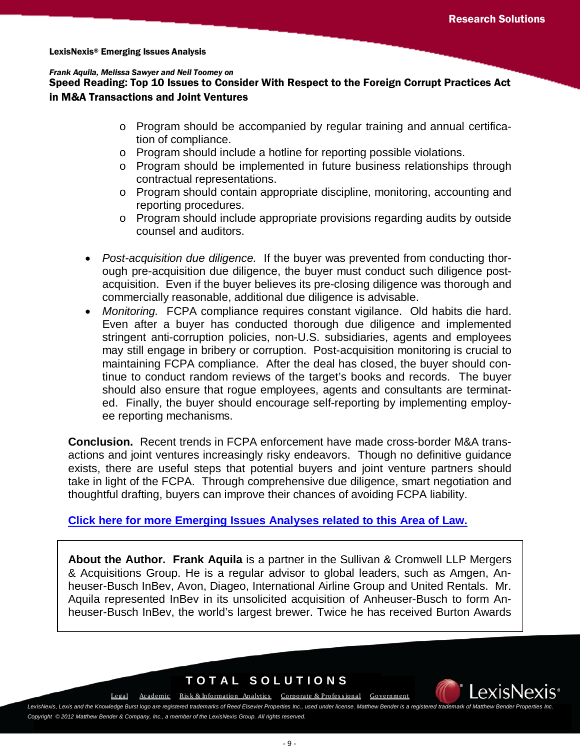- Program should be accompanied by regular training and annual certification of compliance.
- Program should include a hotline for reporting possible violations.
- Program should be implemented in future business relationships through contractual representations.
- Program should contain appropriate discipline, monitoring, accounting and reporting procedures.
- Program should include appropriate provisions regarding audits by outside counsel and auditors.

- *Post-acquisition due diligence.* If the buyer was prevented from conducting thorough pre-acquisition due diligence, the buyer must conduct such diligence post-acquisition. Even if the buyer believes its pre-closing diligence was thorough and commercially reasonable, additional due diligence is advisable.
- *Monitoring.* FCPA compliance requires constant vigilance. Old habits die hard. Even after a buyer has conducted thorough due diligence and implemented stringent anti-corruption policies, non-U.S. subsidiaries, agents and employees may still engage in bribery or corruption. Post-acquisition monitoring is crucial to maintaining FCPA compliance. After the deal has closed, the buyer should continue to conduct random reviews of the target's books and records. The buyer should also ensure that rogue employees, agents and consultants are terminated. Finally, the buyer should encourage self-reporting by implementing employee reporting mechanisms.

**Conclusion.** Recent trends in FCPA enforcement have made cross-border M&A transactions and joint ventures increasingly risky endeavors. Though no definitive guidance exists, there are useful steps that potential buyers and joint venture partners should take in light of the FCPA. Through comprehensive due diligence, smart negotiation and thoughtful drafting, buyers can improve their chances of avoiding FCPA liability.

**Click here for more Emerging Issues Analyses related to this Area of Law.**

**About the Author. Frank Aquila** is a partner in the Sullivan & Cromwell LLP Mergers & Acquisitions Group. He is a regular advisor to global leaders, such as Amgen, Anheuser-Busch InBev, Avon, Diageo, International Airline Group and United Rentals. Mr. Aquila represented InBev in its unsolicited acquisition of Anheuser-Busch to form Anheuser-Busch InBev, the world's largest brewer. Twice he has received Burton Awards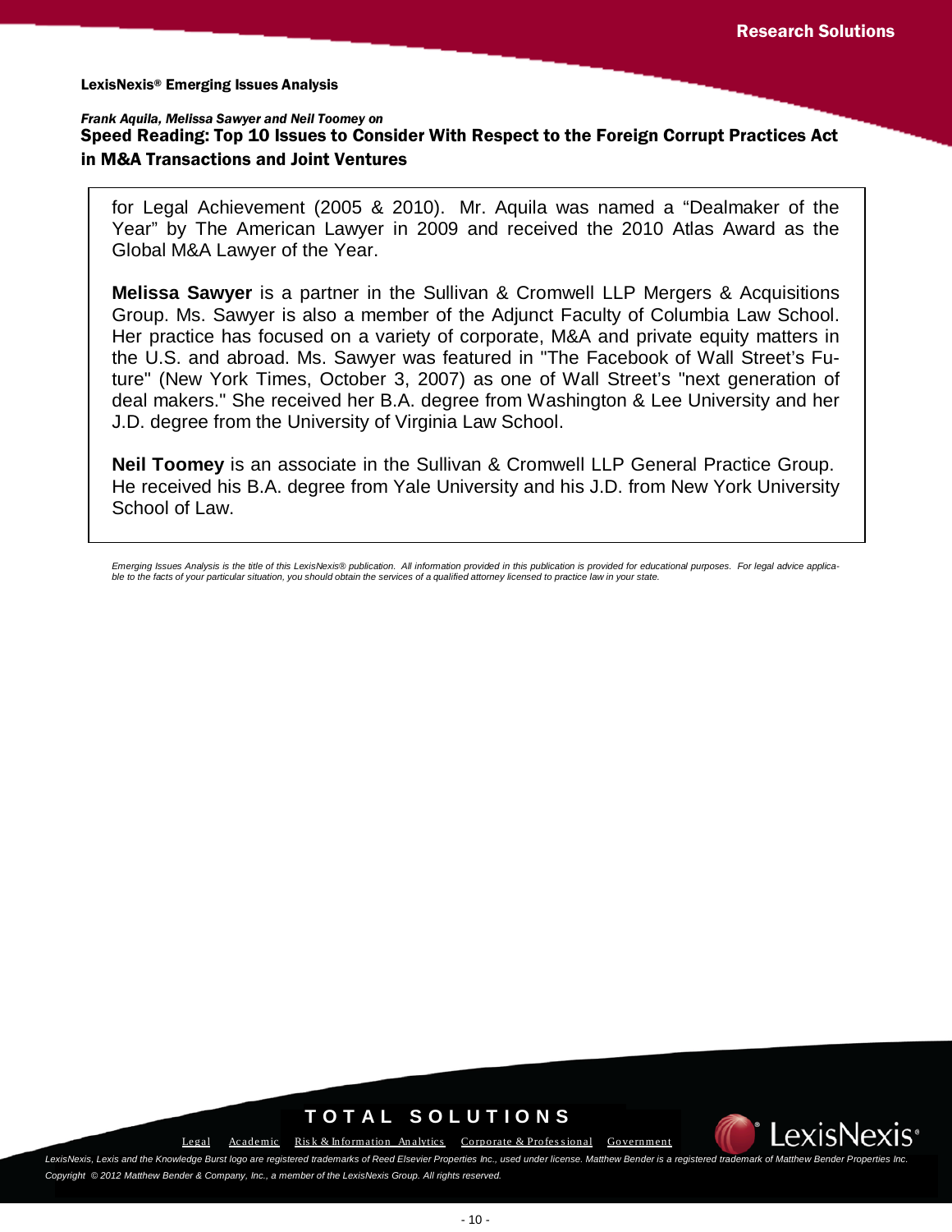for Legal Achievement (2005 & 2010). Mr. Aquila was named a "Dealmaker of the Year" by The American Lawyer in 2009 and received the 2010 Atlas Award as the Global M&A Lawyer of the Year.

**Melissa Sawyer** is a partner in the Sullivan & Cromwell LLP Mergers & Acquisitions Group. Ms. Sawyer is also a member of the Adjunct Faculty of Columbia Law School. Her practice has focused on a variety of corporate, M&A and private equity matters in the U.S. and abroad. Ms. Sawyer was featured in "The Facebook of Wall Street's Future" (New York Times, October 3, 2007) as one of Wall Street's "next generation of deal makers." She received her B.A. degree from Washington & Lee University and her J.D. degree from the University of Virginia Law School.

**Neil Toomey** is an associate in the Sullivan & Cromwell LLP General Practice Group. He received his B.A. degree from Yale University and his J.D. from New York University School of Law.

*Emerging Issues Analysis is the title of this LexisNexis® publication. All information provided in this publication is provided for educational purposes. For legal advice applicable to the facts of your particular situation, you should obtain the services of a qualified attorney licensed to practice law in your state.*

**TOTAL SOLUTIONS**

Legal Academic Risk & Information Analytics Corporate & Professional Government

*LexisNexis, Lexis and the Knowledge Burst logo are registered trademarks of Reed Elsevier Properties Inc., used under license. Matthew Bender is a registered trademark of Matthew Bender Properties Inc.*

*Copyright © 2012 Matthew Bender & Company, Inc., a member of the LexisNexis Group. All rights reserved.*